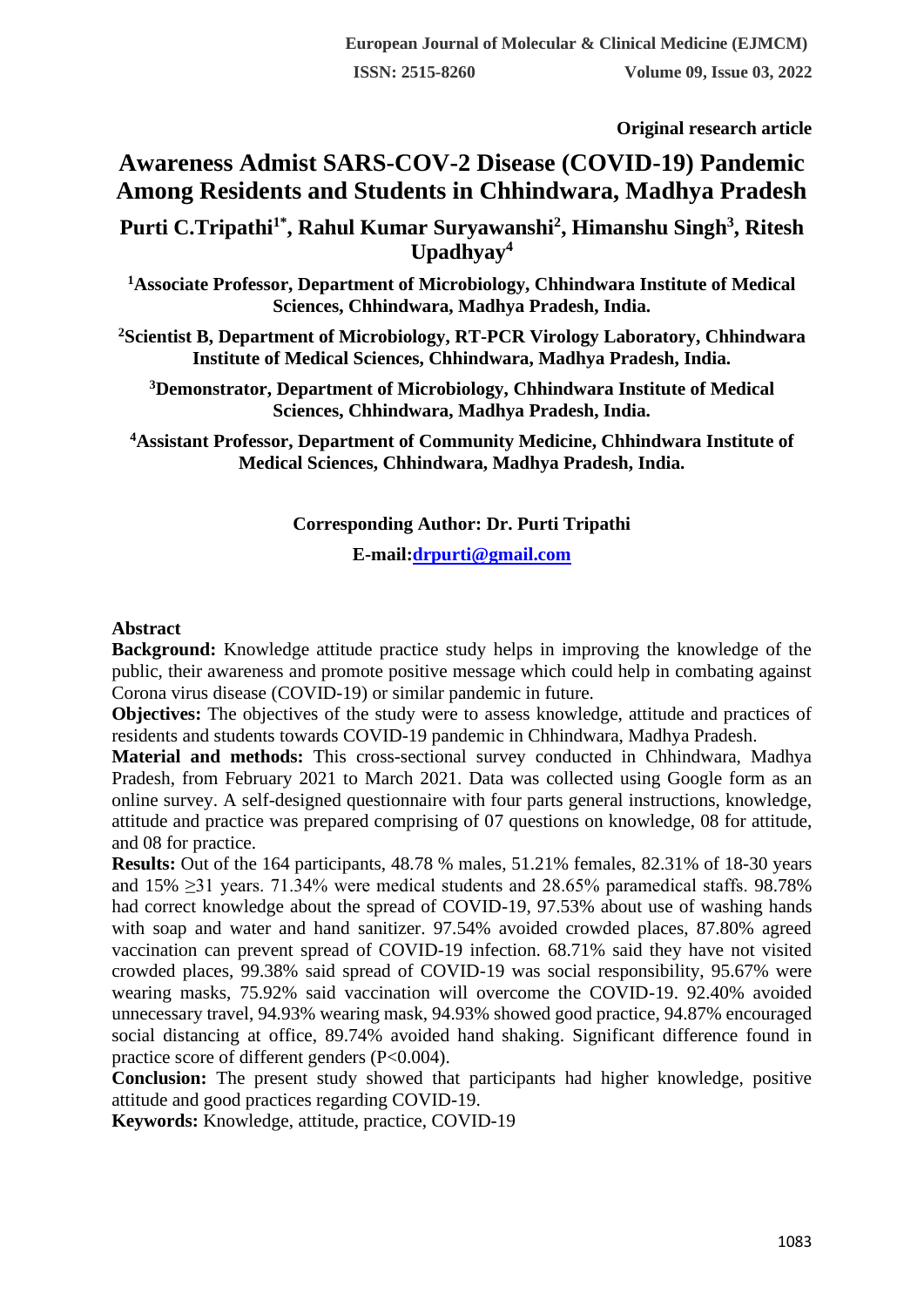**Original research article**

# Awareness Admist SARS-COV-2 Disease (COVID-19) Pandemic Among Residents and Students in Chhindwara, Madhya Pradesh

**Purti C.Tripathi[1*], Rahul Kumar Suryawanshi[2], Himanshu Singh[3], Ritesh Upadhyay[4]**

**[1]Associate Professor, Department of Microbiology, Chhindwara Institute of Medical Sciences, Chhindwara, Madhya Pradesh, India.**

**[2]Scientist B, Department of Microbiology, RT-PCR Virology Laboratory, Chhindwara Institute of Medical Sciences, Chhindwara, Madhya Pradesh, India.**

**[3]Demonstrator, Department of Microbiology, Chhindwara Institute of Medical Sciences, Chhindwara, Madhya Pradesh, India.**

**[4]Assistant Professor, Department of Community Medicine, Chhindwara Institute of Medical Sciences, Chhindwara, Madhya Pradesh, India.**

**Corresponding Author: Dr. Purti Tripathi**

**E-mail:[drpurti@gmail.com](mailto:drpurti@gmail.com)**

## Abstract

**Background:** Knowledge attitude practice study helps in improving the knowledge of the public, their awareness and promote positive message which could help in combating against Corona virus disease (COVID-19) or similar pandemic in future.

**Objectives:** The objectives of the study were to assess knowledge, attitude and practices of residents and students towards COVID-19 pandemic in Chhindwara, Madhya Pradesh.

**Material and methods:** This cross-sectional survey conducted in Chhindwara, Madhya Pradesh, from February 2021 to March 2021. Data was collected using Google form as an online survey. A self-designed questionnaire with four parts general instructions, knowledge, attitude and practice was prepared comprising of 07 questions on knowledge, 08 for attitude, and 08 for practice.

**Results:** Out of the 164 participants, 48.78 % males, 51.21% females, 82.31% of 18-30 years and 15% ≥31 years. 71.34% were medical students and 28.65% paramedical staffs. 98.78% had correct knowledge about the spread of COVID-19, 97.53% about use of washing hands with soap and water and hand sanitizer. 97.54% avoided crowded places, 87.80% agreed vaccination can prevent spread of COVID-19 infection. 68.71% said they have not visited crowded places, 99.38% said spread of COVID-19 was social responsibility, 95.67% were wearing masks, 75.92% said vaccination will overcome the COVID-19. 92.40% avoided unnecessary travel, 94.93% wearing mask, 94.93% showed good practice, 94.87% encouraged social distancing at office, 89.74% avoided hand shaking. Significant difference found in practice score of different genders ($P<0.004$).

**Conclusion:** The present study showed that participants had higher knowledge, positive attitude and good practices regarding COVID-19.

**Keywords:** Knowledge, attitude, practice, COVID-19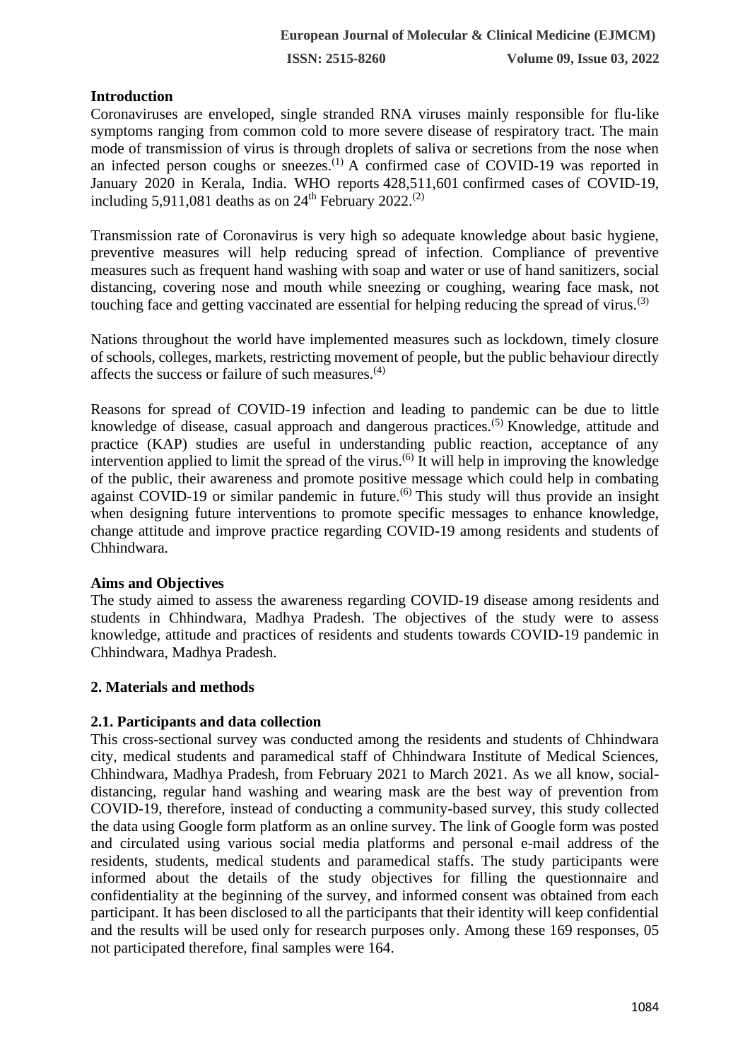## Introduction

Coronaviruses are enveloped, single stranded RNA viruses mainly responsible for flu-like symptoms ranging from common cold to more severe disease of respiratory tract. The main mode of transmission of virus is through droplets of saliva or secretions from the nose when an infected person coughs or sneezes.[1] A confirmed case of COVID-19 was reported in January 2020 in Kerala, India. WHO reports 428,511,601 confirmed cases of COVID-19, including 5,911,081 deaths as on 24th February 2022.[2]

Transmission rate of Coronavirus is very high so adequate knowledge about basic hygiene, preventive measures will help reducing spread of infection. Compliance of preventive measures such as frequent hand washing with soap and water or use of hand sanitizers, social distancing, covering nose and mouth while sneezing or coughing, wearing face mask, not touching face and getting vaccinated are essential for helping reducing the spread of virus.[3]

Nations throughout the world have implemented measures such as lockdown, timely closure of schools, colleges, markets, restricting movement of people, but the public behaviour directly affects the success or failure of such measures.[4]

Reasons for spread of COVID-19 infection and leading to pandemic can be due to little knowledge of disease, casual approach and dangerous practices.[5] Knowledge, attitude and practice (KAP) studies are useful in understanding public reaction, acceptance of any intervention applied to limit the spread of the virus.[6] It will help in improving the knowledge of the public, their awareness and promote positive message which could help in combating against COVID-19 or similar pandemic in future.[6] This study will thus provide an insight when designing future interventions to promote specific messages to enhance knowledge, change attitude and improve practice regarding COVID-19 among residents and students of Chhindwara.

## Aims and Objectives

The study aimed to assess the awareness regarding COVID-19 disease among residents and students in Chhindwara, Madhya Pradesh. The objectives of the study were to assess knowledge, attitude and practices of residents and students towards COVID-19 pandemic in Chhindwara, Madhya Pradesh.

## 2. Materials and methods

### 2.1. Participants and data collection

This cross-sectional survey was conducted among the residents and students of Chhindwara city, medical students and paramedical staff of Chhindwara Institute of Medical Sciences, Chhindwara, Madhya Pradesh, from February 2021 to March 2021. As we all know, social-distancing, regular hand washing and wearing mask are the best way of prevention from COVID-19, therefore, instead of conducting a community-based survey, this study collected the data using Google form platform as an online survey. The link of Google form was posted and circulated using various social media platforms and personal e-mail address of the residents, students, medical students and paramedical staffs. The study participants were informed about the details of the study objectives for filling the questionnaire and confidentiality at the beginning of the survey, and informed consent was obtained from each participant. It has been disclosed to all the participants that their identity will keep confidential and the results will be used only for research purposes only. Among these 169 responses, 05 not participated therefore, final samples were 164.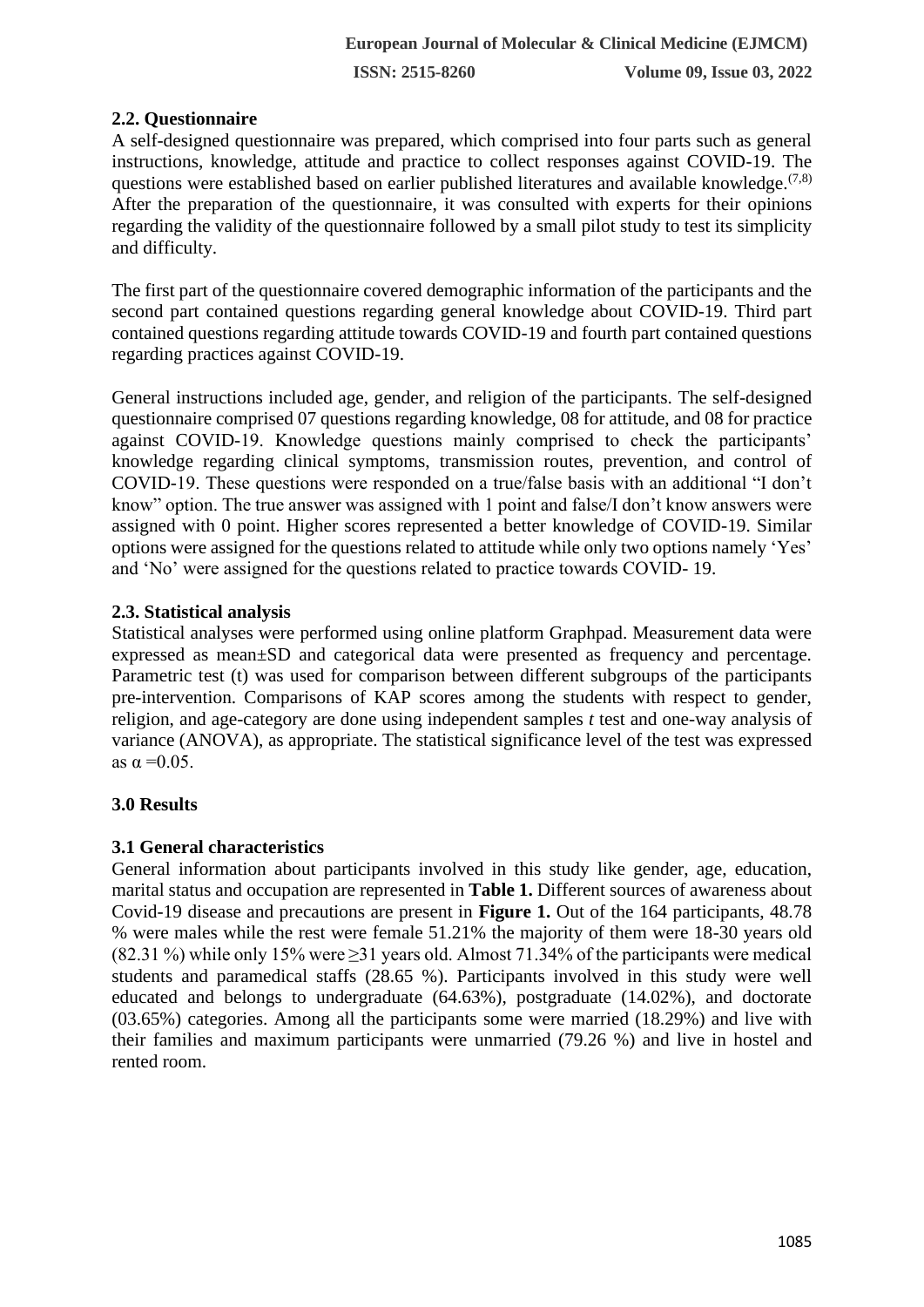## 2.2. Questionnaire

A self-designed questionnaire was prepared, which comprised into four parts such as general instructions, knowledge, attitude and practice to collect responses against COVID-19. The questions were established based on earlier published literatures and available knowledge.[7,8] After the preparation of the questionnaire, it was consulted with experts for their opinions regarding the validity of the questionnaire followed by a small pilot study to test its simplicity and difficulty.

The first part of the questionnaire covered demographic information of the participants and the second part contained questions regarding general knowledge about COVID-19. Third part contained questions regarding attitude towards COVID-19 and fourth part contained questions regarding practices against COVID-19.

General instructions included age, gender, and religion of the participants. The self-designed questionnaire comprised 07 questions regarding knowledge, 08 for attitude, and 08 for practice against COVID-19. Knowledge questions mainly comprised to check the participants' knowledge regarding clinical symptoms, transmission routes, prevention, and control of COVID-19. These questions were responded on a true/false basis with an additional "I don't know" option. The true answer was assigned with 1 point and false/I don't know answers were assigned with 0 point. Higher scores represented a better knowledge of COVID-19. Similar options were assigned for the questions related to attitude while only two options namely 'Yes' and 'No' were assigned for the questions related to practice towards COVID- 19.

## 2.3. Statistical analysis

Statistical analyses were performed using online platform Graphpad. Measurement data were expressed as mean±SD and categorical data were presented as frequency and percentage. Parametric test (t) was used for comparison between different subgroups of the participants pre-intervention. Comparisons of KAP scores among the students with respect to gender, religion, and age-category are done using independent samples *t* test and one-way analysis of variance (ANOVA), as appropriate. The statistical significance level of the test was expressed as $\alpha = 0.05$.

# 3.0 Results

## 3.1 General characteristics

General information about participants involved in this study like gender, age, education, marital status and occupation are represented in **Table 1.** Different sources of awareness about Covid-19 disease and precautions are present in **Figure 1.** Out of the 164 participants, 48.78 % were males while the rest were female 51.21% the majority of them were 18-30 years old (82.31 %) while only 15% were ≥31 years old. Almost 71.34% of the participants were medical students and paramedical staffs (28.65 %). Participants involved in this study were well educated and belongs to undergraduate (64.63%), postgraduate (14.02%), and doctorate (03.65%) categories. Among all the participants some were married (18.29%) and live with their families and maximum participants were unmarried (79.26 %) and live in hostel and rented room.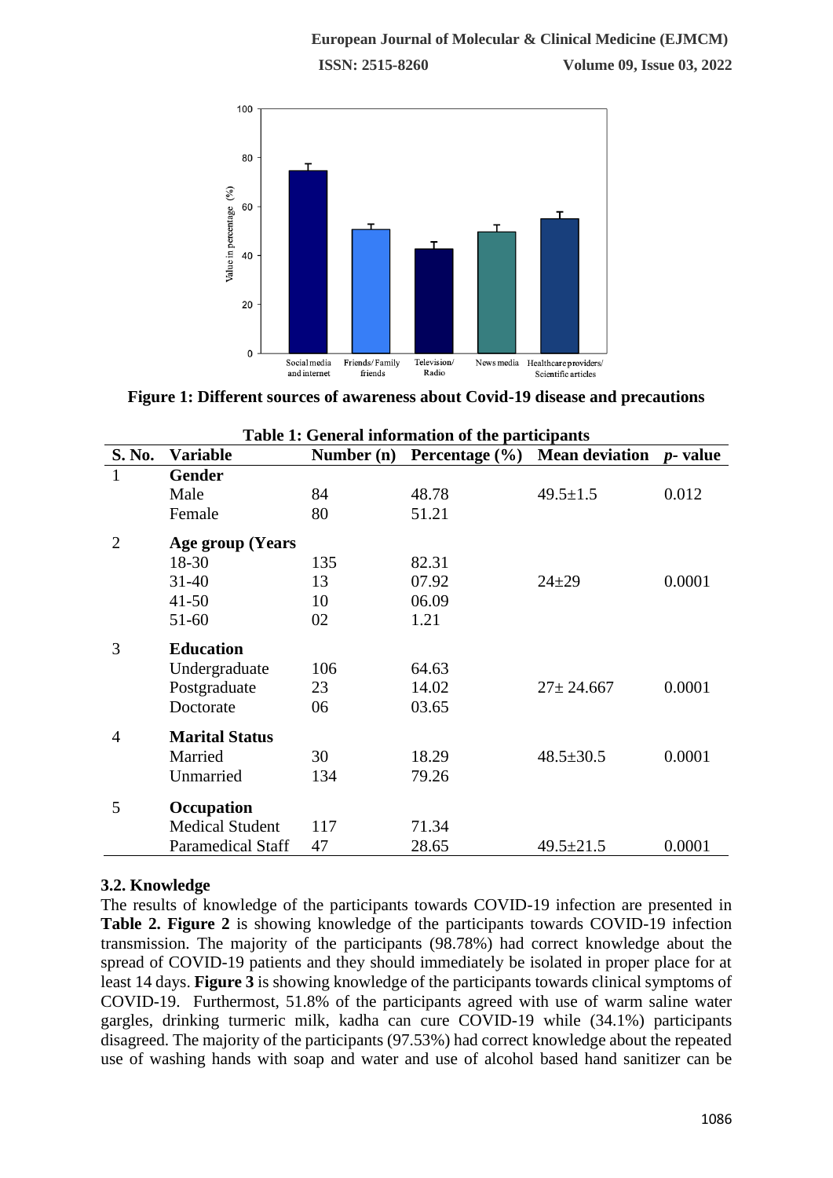100

80

60

40

20

0

Value in percentage (%)

Social media and internet

Friends/ Family friends

Television/ Radio

News media

Healthcare providers/ Scientific articles

**Figure 1: Different sources of awareness about Covid-19 disease and precautions**

**Table 1: General information of the participants**

| S. No. | Variable | Number (n) | Percentage (%) | Mean deviation | *p*- value |
|---|---|---|---|---|---|
| 1 | **Gender** | | | | |
| | Male | 84 | 48.78 | 49.5±1.5 | 0.012 |
| | Female | 80 | 51.21 | | |
| 2 | **Age group (Years** | | | | |
| | 18-30 | 135 | 82.31 | | |
| | 31-40 | 13 | 07.92 | 24±29 | 0.0001 |
| | 41-50 | 10 | 06.09 | | |
| | 51-60 | 02 | 1.21 | | |
| 3 | **Education** | | | | |
| | Undergraduate | 106 | 64.63 | | |
| | Postgraduate | 23 | 14.02 | 27± 24.667 | 0.0001 |
| | Doctorate | 06 | 03.65 | | |
| 4 | **Marital Status** | | | | |
| | Married | 30 | 18.29 | 48.5±30.5 | 0.0001 |
| | Unmarried | 134 | 79.26 | | |
| 5 | **Occupation** | | | | |
| | Medical Student | 117 | 71.34 | | |
| | Paramedical Staff | 47 | 28.65 | 49.5±21.5 | 0.0001 |

### 3.2. Knowledge

The results of knowledge of the participants towards COVID-19 infection are presented in **Table 2. Figure 2** is showing knowledge of the participants towards COVID-19 infection transmission. The majority of the participants (98.78%) had correct knowledge about the spread of COVID-19 patients and they should immediately be isolated in proper place for at least 14 days. **Figure 3** is showing knowledge of the participants towards clinical symptoms of COVID-19. Furthermost, 51.8% of the participants agreed with use of warm saline water gargles, drinking turmeric milk, kadha can cure COVID-19 while (34.1%) participants disagreed. The majority of the participants (97.53%) had correct knowledge about the repeated use of washing hands with soap and water and use of alcohol based hand sanitizer can be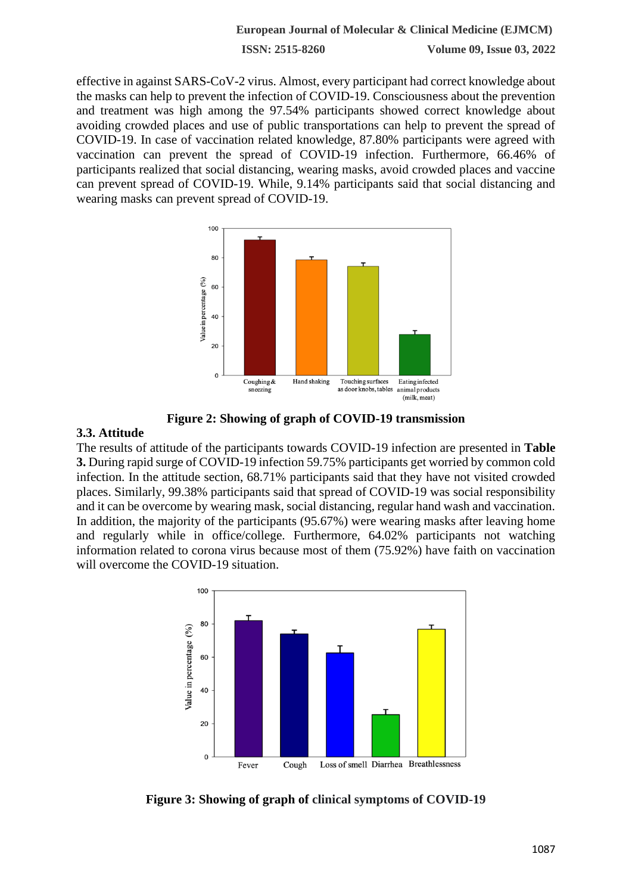effective in against SARS-CoV-2 virus. Almost, every participant had correct knowledge about the masks can help to prevent the infection of COVID-19. Consciousness about the prevention and treatment was high among the 97.54% participants showed correct knowledge about avoiding crowded places and use of public transportations can help to prevent the spread of COVID-19. In case of vaccination related knowledge, 87.80% participants were agreed with vaccination can prevent the spread of COVID-19 infection. Furthermore, 66.46% of participants realized that social distancing, wearing masks, avoid crowded places and vaccine can prevent spread of COVID-19. While, 9.14% participants said that social distancing and wearing masks can prevent spread of COVID-19.

Value in percentage (%)
0
20
40
60
80
100
Coughing & sneezing
Hand shaking
Touching surfaces as door knobs, tables
Eating infected animal products (milk, meat)

**Figure 2: Showing of graph of COVID-19 transmission**

### 3.3. Attitude

The results of attitude of the participants towards COVID-19 infection are presented in **Table 3.** During rapid surge of COVID-19 infection 59.75% participants get worried by common cold infection. In the attitude section, 68.71% participants said that they have not visited crowded places. Similarly, 99.38% participants said that spread of COVID-19 was social responsibility and it can be overcome by wearing mask, social distancing, regular hand wash and vaccination. In addition, the majority of the participants (95.67%) were wearing masks after leaving home and regularly while in office/college. Furthermore, 64.02% participants not watching information related to corona virus because most of them (75.92%) have faith on vaccination will overcome the COVID-19 situation.

Value in percentage (%)
0
20
40
60
80
100
Fever
Cough
Loss of smell
Diarrhea
Breathlessness

**Figure 3: Showing of graph of clinical symptoms of COVID-19**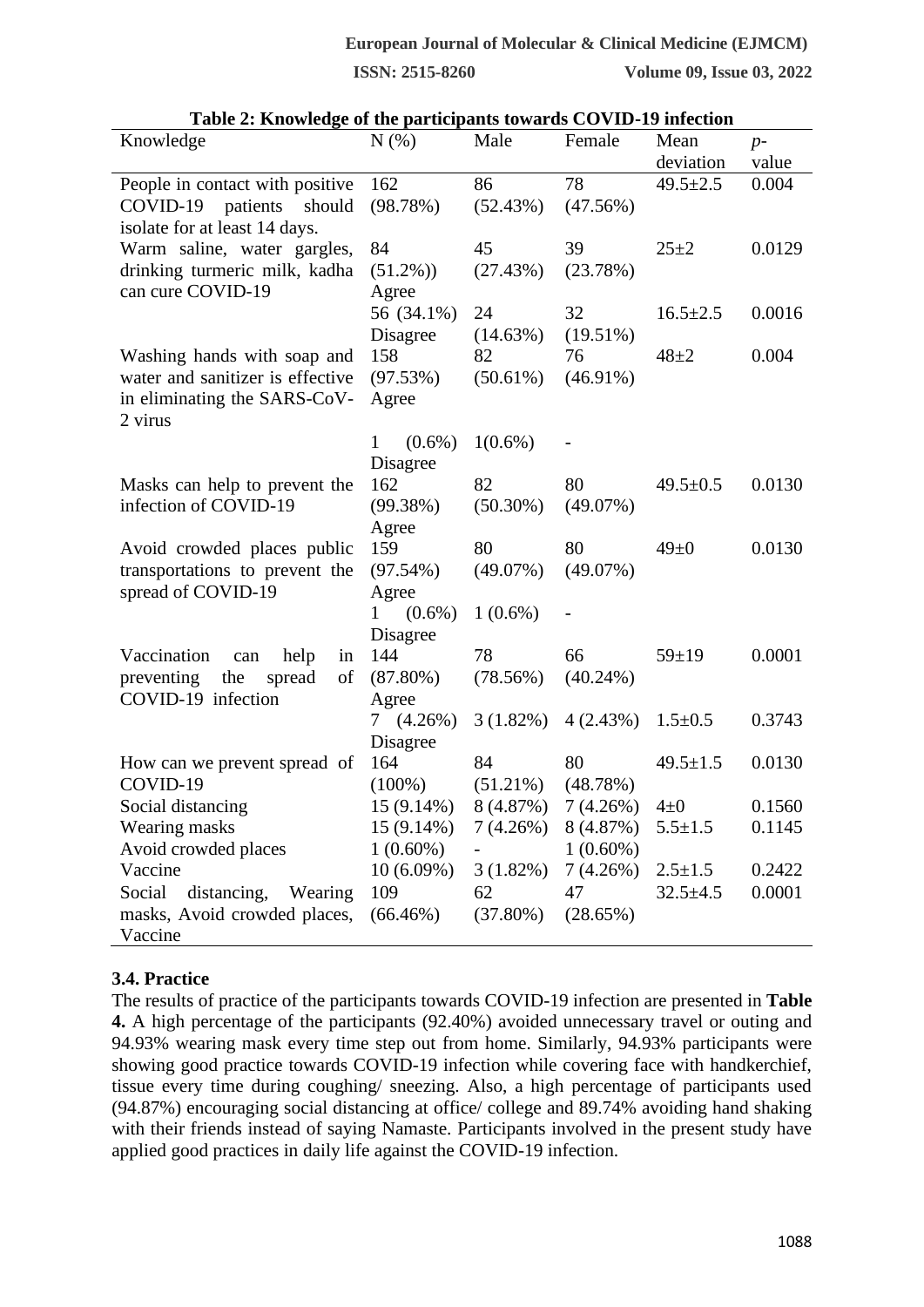**Table 2: Knowledge of the participants towards COVID-19 infection**

| Knowledge | N (%) | Male | Female | Mean deviation | *p*-value |
|---|---|---|---|---|---|
| People in contact with positive COVID-19 patients should isolate for at least 14 days. | 162 (98.78%) | 86 (52.43%) | 78 (47.56%) | 49.5±2.5 | 0.004 |
| Warm saline, water gargles, drinking turmeric milk, kadha can cure COVID-19 | 84 (51.2%)) Agree | 45 (27.43%) | 39 (23.78%) | 25±2 | 0.0129 |
| | 56 (34.1%) Disagree | 24 (14.63%) | 32 (19.51%) | 16.5±2.5 | 0.0016 |
| Washing hands with soap and water and sanitizer is effective in eliminating the SARS-CoV-2 virus | 158 (97.53%) Agree | 82 (50.61%) | 76 (46.91%) | 48±2 | 0.004 |
| | 1 (0.6%) Disagree | 1(0.6%) | - | | |
| Masks can help to prevent the infection of COVID-19 | 162 (99.38%) Agree | 82 (50.30%) | 80 (49.07%) | 49.5±0.5 | 0.0130 |
| Avoid crowded places public transportations to prevent the spread of COVID-19 | 159 (97.54%) Agree | 80 (49.07%) | 80 (49.07%) | 49±0 | 0.0130 |
| | 1 (0.6%) Disagree | 1 (0.6%) | - | | |
| Vaccination can help in preventing the spread of COVID-19 infection | 144 (87.80%) Agree | 78 (78.56%) | 66 (40.24%) | 59±19 | 0.0001 |
| | 7 (4.26%) Disagree | 3 (1.82%) | 4 (2.43%) | 1.5±0.5 | 0.3743 |
| How can we prevent spread of COVID-19 | 164 (100%) | 84 (51.21%) | 80 (48.78%) | 49.5±1.5 | 0.0130 |
| Social distancing | 15 (9.14%) | 8 (4.87%) | 7 (4.26%) | 4±0 | 0.1560 |
| Wearing masks | 15 (9.14%) | 7 (4.26%) | 8 (4.87%) | 5.5±1.5 | 0.1145 |
| Avoid crowded places | 1 (0.60%) | - | 1 (0.60%) | | |
| Vaccine | 10 (6.09%) | 3 (1.82%) | 7 (4.26%) | 2.5±1.5 | 0.2422 |
| Social distancing, Wearing masks, Avoid crowded places, Vaccine | 109 (66.46%) | 62 (37.80%) | 47 (28.65%) | 32.5±4.5 | 0.0001 |

### 3.4. Practice

The results of practice of the participants towards COVID-19 infection are presented in **Table 4.** A high percentage of the participants (92.40%) avoided unnecessary travel or outing and 94.93% wearing mask every time step out from home. Similarly, 94.93% participants were showing good practice towards COVID-19 infection while covering face with handkerchief, tissue every time during coughing/ sneezing. Also, a high percentage of participants used (94.87%) encouraging social distancing at office/ college and 89.74% avoiding hand shaking with their friends instead of saying Namaste. Participants involved in the present study have applied good practices in daily life against the COVID-19 infection.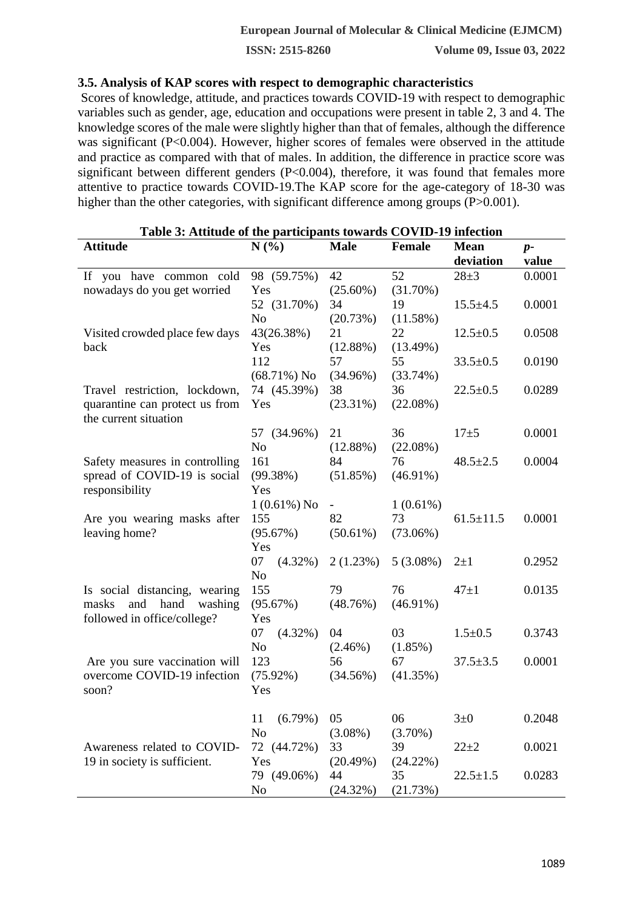### 3.5. Analysis of KAP scores with respect to demographic characteristics

Scores of knowledge, attitude, and practices towards COVID-19 with respect to demographic variables such as gender, age, education and occupations were present in table 2, 3 and 4. The knowledge scores of the male were slightly higher than that of females, although the difference was significant (P<0.004). However, higher scores of females were observed in the attitude and practice as compared with that of males. In addition, the difference in practice score was significant between different genders (P<0.004), therefore, it was found that females more attentive to practice towards COVID-19.The KAP score for the age-category of 18-30 was higher than the other categories, with significant difference among groups (P>0.001).

**Table 3: Attitude of the participants towards COVID-19 infection**

| Attitude | N (%) | Male | Female | Mean deviation | *p*-value |
|---|---|---|---|---|---|
| If you have common cold nowadays do you get worried | 98 (59.75%) Yes | 42 (25.60%) | 52 (31.70%) | 28±3 | 0.0001 |
| | 52 (31.70%) No | 34 (20.73%) | 19 (11.58%) | 15.5±4.5 | 0.0001 |
| Visited crowded place few days back | 43(26.38%) Yes | 21 (12.88%) | 22 (13.49%) | 12.5±0.5 | 0.0508 |
| | 112 (68.71%) No | 57 (34.96%) | 55 (33.74%) | 33.5±0.5 | 0.0190 |
| Travel restriction, lockdown, quarantine can protect us from the current situation | 74 (45.39%) Yes | 38 (23.31%) | 36 (22.08%) | 22.5±0.5 | 0.0289 |
| | 57 (34.96%) No | 21 (12.88%) | 36 (22.08%) | 17±5 | 0.0001 |
| Safety measures in controlling spread of COVID-19 is social responsibility | 161 (99.38%) Yes | 84 (51.85%) | 76 (46.91%) | 48.5±2.5 | 0.0004 |
| | 1 (0.61%) No | - | 1 (0.61%) | | |
| Are you wearing masks after leaving home? | 155 (95.67%) Yes | 82 (50.61%) | 73 (73.06%) | 61.5±11.5 | 0.0001 |
| | 07 (4.32%) No | 2 (1.23%) | 5 (3.08%) | 2±1 | 0.2952 |
| Is social distancing, wearing masks and hand washing followed in office/college? | 155 (95.67%) Yes | 79 (48.76%) | 76 (46.91%) | 47±1 | 0.0135 |
| | 07 (4.32%) No | 04 (2.46%) | 03 (1.85%) | 1.5±0.5 | 0.3743 |
| Are you sure vaccination will overcome COVID-19 infection soon? | 123 (75.92%) Yes | 56 (34.56%) | 67 (41.35%) | 37.5±3.5 | 0.0001 |
| | 11 (6.79%) No | 05 (3.08%) | 06 (3.70%) | 3±0 | 0.2048 |
| Awareness related to COVID-19 in society is sufficient. | 72 (44.72%) Yes | 33 (20.49%) | 39 (24.22%) | 22±2 | 0.0021 |
| | 79 (49.06%) No | 44 (24.32%) | 35 (21.73%) | 22.5±1.5 | 0.0283 |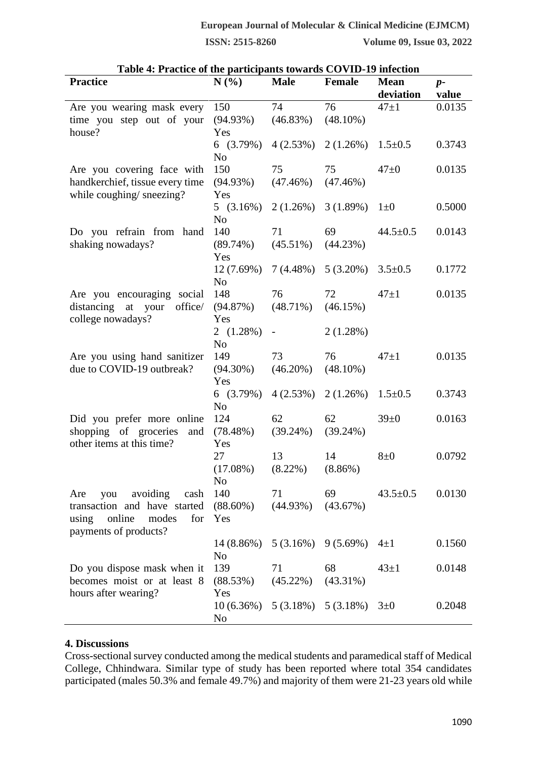**Table 4: Practice of the participants towards COVID-19 infection**

| Practice | N (%) | Male | Female | Mean deviation | *p*-value |
|---|---|---|---|---|---|
| Are you wearing mask every time you step out of your house? | 150 (94.93%) Yes | 74 (46.83%) | 76 (48.10%) | 47±1 | 0.0135 |
| | 6 (3.79%) No | 4 (2.53%) | 2 (1.26%) | 1.5±0.5 | 0.3743 |
| Are you covering face with handkerchief, tissue every time while coughing/ sneezing? | 150 (94.93%) Yes | 75 (47.46%) | 75 (47.46%) | 47±0 | 0.0135 |
| | 5 (3.16%) No | 2 (1.26%) | 3 (1.89%) | 1±0 | 0.5000 |
| Do you refrain from hand shaking nowadays? | 140 (89.74%) Yes | 71 (45.51%) | 69 (44.23%) | 44.5±0.5 | 0.0143 |
| | 12 (7.69%) No | 7 (4.48%) | 5 (3.20%) | 3.5±0.5 | 0.1772 |
| Are you encouraging social distancing at your office/ college nowadays? | 148 (94.87%) Yes | 76 (48.71%) | 72 (46.15%) | 47±1 | 0.0135 |
| | 2 (1.28%) No | - | 2 (1.28%) | | |
| Are you using hand sanitizer due to COVID-19 outbreak? | 149 (94.30%) Yes | 73 (46.20%) | 76 (48.10%) | 47±1 | 0.0135 |
| | 6 (3.79%) No | 4 (2.53%) | 2 (1.26%) | 1.5±0.5 | 0.3743 |
| Did you prefer more online shopping of groceries and other items at this time? | 124 (78.48%) Yes | 62 (39.24%) | 62 (39.24%) | 39±0 | 0.0163 |
| | 27 (17.08%) No | 13 (8.22%) | 14 (8.86%) | 8±0 | 0.0792 |
| Are you avoiding cash transaction and have started using online modes for payments of products? | 140 (88.60%) Yes | 71 (44.93%) | 69 (43.67%) | 43.5±0.5 | 0.0130 |
| | 14 (8.86%) No | 5 (3.16%) | 9 (5.69%) | 4±1 | 0.1560 |
| Do you dispose mask when it becomes moist or at least 8 hours after wearing? | 139 (88.53%) Yes | 71 (45.22%) | 68 (43.31%) | 43±1 | 0.0148 |
| | 10 (6.36%) No | 5 (3.18%) | 5 (3.18%) | 3±0 | 0.2048 |

## 4. Discussions

Cross-sectional survey conducted among the medical students and paramedical staff of Medical College, Chhindwara. Similar type of study has been reported where total 354 candidates participated (males 50.3% and female 49.7%) and majority of them were 21-23 years old while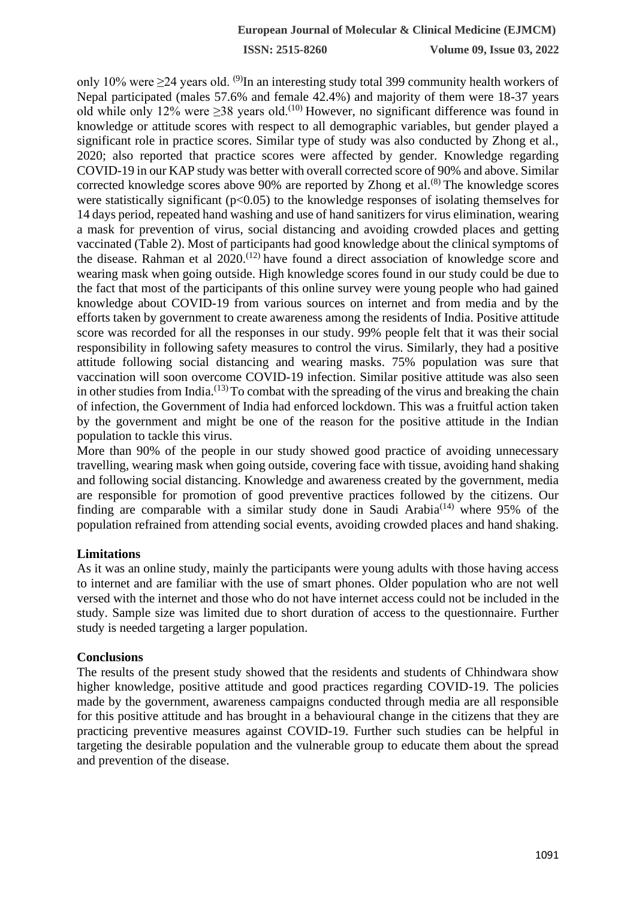only 10% were ≥24 years old. [9]In an interesting study total 399 community health workers of Nepal participated (males 57.6% and female 42.4%) and majority of them were 18-37 years old while only 12% were ≥38 years old.[10] However, no significant difference was found in knowledge or attitude scores with respect to all demographic variables, but gender played a significant role in practice scores. Similar type of study was also conducted by Zhong et al., 2020; also reported that practice scores were affected by gender. Knowledge regarding COVID-19 in our KAP study was better with overall corrected score of 90% and above. Similar corrected knowledge scores above 90% are reported by Zhong et al.[8] The knowledge scores were statistically significant ($p<0.05$) to the knowledge responses of isolating themselves for 14 days period, repeated hand washing and use of hand sanitizers for virus elimination, wearing a mask for prevention of virus, social distancing and avoiding crowded places and getting vaccinated (Table 2). Most of participants had good knowledge about the clinical symptoms of the disease. Rahman et al 2020.[12] have found a direct association of knowledge score and wearing mask when going outside. High knowledge scores found in our study could be due to the fact that most of the participants of this online survey were young people who had gained knowledge about COVID-19 from various sources on internet and from media and by the efforts taken by government to create awareness among the residents of India. Positive attitude score was recorded for all the responses in our study. 99% people felt that it was their social responsibility in following safety measures to control the virus. Similarly, they had a positive attitude following social distancing and wearing masks. 75% population was sure that vaccination will soon overcome COVID-19 infection. Similar positive attitude was also seen in other studies from India.[13] To combat with the spreading of the virus and breaking the chain of infection, the Government of India had enforced lockdown. This was a fruitful action taken by the government and might be one of the reason for the positive attitude in the Indian population to tackle this virus.

More than 90% of the people in our study showed good practice of avoiding unnecessary travelling, wearing mask when going outside, covering face with tissue, avoiding hand shaking and following social distancing. Knowledge and awareness created by the government, media are responsible for promotion of good preventive practices followed by the citizens. Our finding are comparable with a similar study done in Saudi Arabia[14] where 95% of the population refrained from attending social events, avoiding crowded places and hand shaking.

## Limitations

As it was an online study, mainly the participants were young adults with those having access to internet and are familiar with the use of smart phones. Older population who are not well versed with the internet and those who do not have internet access could not be included in the study. Sample size was limited due to short duration of access to the questionnaire. Further study is needed targeting a larger population.

## Conclusions

The results of the present study showed that the residents and students of Chhindwara show higher knowledge, positive attitude and good practices regarding COVID-19. The policies made by the government, awareness campaigns conducted through media are all responsible for this positive attitude and has brought in a behavioural change in the citizens that they are practicing preventive measures against COVID-19. Further such studies can be helpful in targeting the desirable population and the vulnerable group to educate them about the spread and prevention of the disease.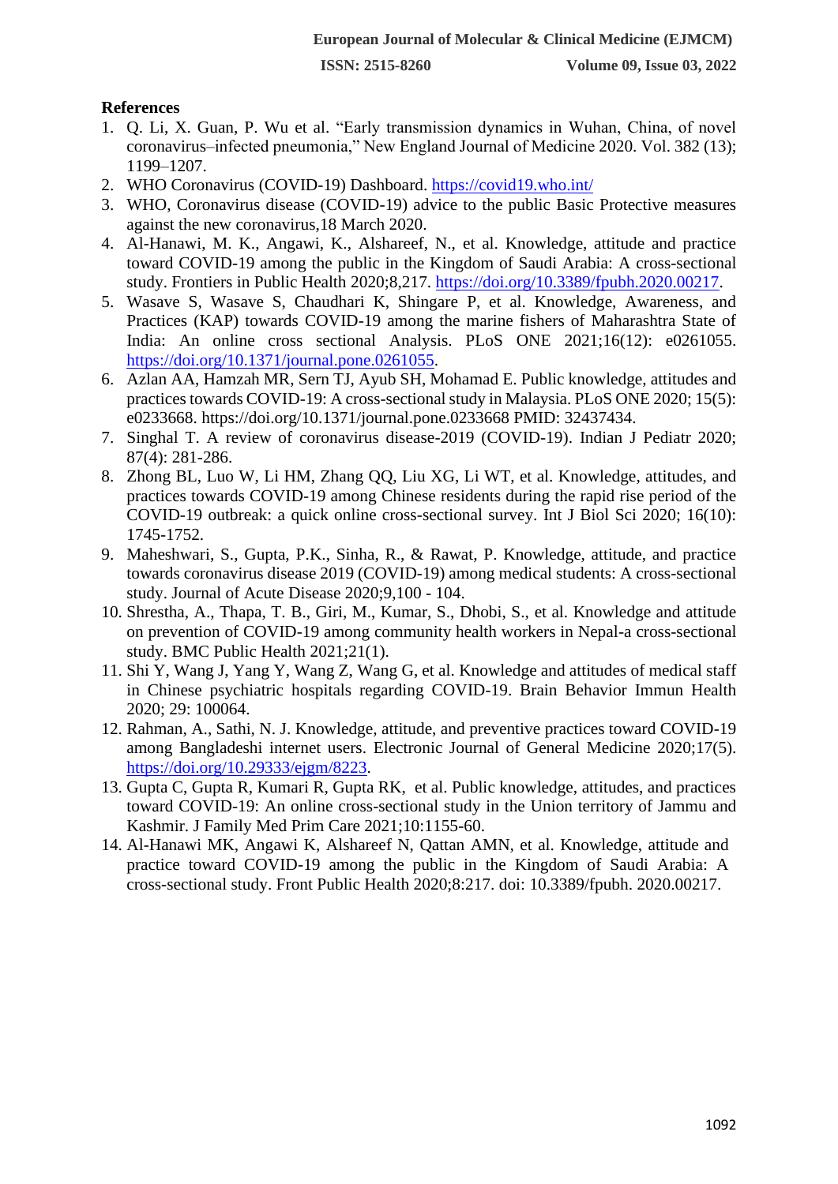## References

1. Q. Li, X. Guan, P. Wu et al. "Early transmission dynamics in Wuhan, China, of novel coronavirus–infected pneumonia," New England Journal of Medicine 2020. Vol. 382 (13); 1199–1207.
2. WHO Coronavirus (COVID-19) Dashboard. https://covid19.who.int/
3. WHO, Coronavirus disease (COVID-19) advice to the public Basic Protective measures against the new coronavirus,18 March 2020.
4. Al-Hanawi, M. K., Angawi, K., Alshareef, N., et al. Knowledge, attitude and practice toward COVID-19 among the public in the Kingdom of Saudi Arabia: A cross-sectional study. Frontiers in Public Health 2020;8,217. https://doi.org/10.3389/fpubh.2020.00217.
5. Wasave S, Wasave S, Chaudhari K, Shingare P, et al. Knowledge, Awareness, and Practices (KAP) towards COVID-19 among the marine fishers of Maharashtra State of India: An online cross sectional Analysis. PLoS ONE 2021;16(12): e0261055. https://doi.org/10.1371/journal.pone.0261055.
6. Azlan AA, Hamzah MR, Sern TJ, Ayub SH, Mohamad E. Public knowledge, attitudes and practices towards COVID-19: A cross-sectional study in Malaysia. PLoS ONE 2020; 15(5): e0233668. https://doi.org/10.1371/journal.pone.0233668 PMID: 32437434.
7. Singhal T. A review of coronavirus disease-2019 (COVID-19). Indian J Pediatr 2020; 87(4): 281-286.
8. Zhong BL, Luo W, Li HM, Zhang QQ, Liu XG, Li WT, et al. Knowledge, attitudes, and practices towards COVID-19 among Chinese residents during the rapid rise period of the COVID-19 outbreak: a quick online cross-sectional survey. Int J Biol Sci 2020; 16(10): 1745-1752.
9. Maheshwari, S., Gupta, P.K., Sinha, R., & Rawat, P. Knowledge, attitude, and practice towards coronavirus disease 2019 (COVID-19) among medical students: A cross-sectional study. Journal of Acute Disease 2020;9,100 - 104.
10. Shrestha, A., Thapa, T. B., Giri, M., Kumar, S., Dhobi, S., et al. Knowledge and attitude on prevention of COVID-19 among community health workers in Nepal-a cross-sectional study. BMC Public Health 2021;21(1).
11. Shi Y, Wang J, Yang Y, Wang Z, Wang G, et al. Knowledge and attitudes of medical staff in Chinese psychiatric hospitals regarding COVID-19. Brain Behavior Immun Health 2020; 29: 100064.
12. Rahman, A., Sathi, N. J. Knowledge, attitude, and preventive practices toward COVID-19 among Bangladeshi internet users. Electronic Journal of General Medicine 2020;17(5). https://doi.org/10.29333/ejgm/8223.
13. Gupta C, Gupta R, Kumari R, Gupta RK, et al. Public knowledge, attitudes, and practices toward COVID-19: An online cross-sectional study in the Union territory of Jammu and Kashmir. J Family Med Prim Care 2021;10:1155-60.
14. Al-Hanawi MK, Angawi K, Alshareef N, Qattan AMN, et al. Knowledge, attitude and practice toward COVID-19 among the public in the Kingdom of Saudi Arabia: A cross-sectional study. Front Public Health 2020;8:217. doi: 10.3389/fpubh. 2020.00217.